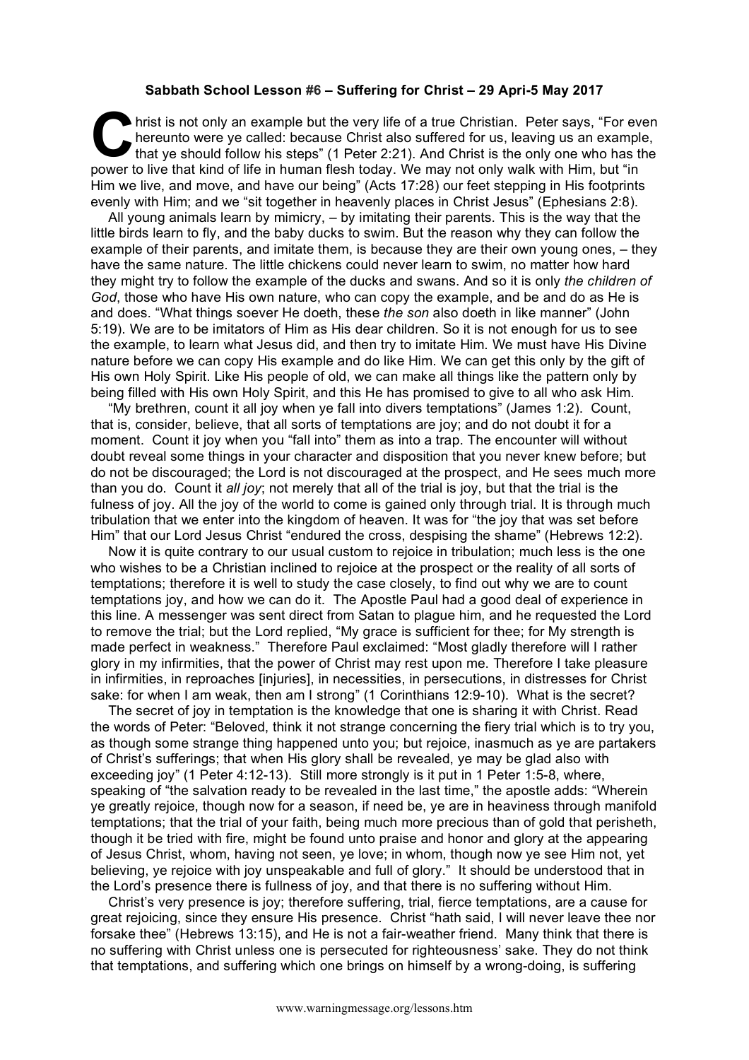**Sabbath School Lesson #6 – Suffering for Christ – 29 April-5 May 2017**

Christ is not only an example but the very life of a true Christian. Peter says, "For even hereunto were ye called: because Christ also suffered for us, leaving us an example, that ye should follow his steps" (1 Peter 2:21). And Christ is the only one who has the power to live that kind of life in human flesh today. We may not only walk with Him, but "in Him we live, and move, and have our being" (Acts 17:28) our feet stepping in His footprints evenly with Him; and we "sit together in heavenly places in Christ Jesus" (Ephesians 2:8).

All young animals learn by mimicry, – by imitating their parents. This is the way that the little birds learn to fly, and the baby ducks to swim. But the reason why they can follow the example of their parents, and imitate them, is because they are their own young ones, – they have the same nature. The little chickens could never learn to swim, no matter how hard they might try to follow the example of the ducks and swans. And so it is only *the children of God*, those who have His own nature, who can copy the example, and be and do as He is and does. "What things soever He doeth, these *the son* also doeth in like manner" (John 5:19). We are to be imitators of Him as His dear children. So it is not enough for us to see the example, to learn what Jesus did, and then try to imitate Him. We must have His Divine nature before we can copy His example and do like Him. We can get this only by the gift of His own Holy Spirit. Like His people of old, we can make all things like the pattern only by being filled with His own Holy Spirit, and this He has promised to give to all who ask Him.

"My brethren, count it all joy when ye fall into divers temptations" (James 1:2). Count, that is, consider, believe, that all sorts of temptations are joy; and do not doubt it for a moment. Count it joy when you "fall into" them as into a trap. The encounter will without doubt reveal some things in your character and disposition that you never knew before; but do not be discouraged; the Lord is not discouraged at the prospect, and He sees much more than you do. Count it *all joy*; not merely that all of the trial is joy, but that the trial is the fulness of joy. All the joy of the world to come is gained only through trial. It is through much tribulation that we enter into the kingdom of heaven. It was for "the joy that was set before Him" that our Lord Jesus Christ "endured the cross, despising the shame" (Hebrews 12:2).

Now it is quite contrary to our usual custom to rejoice in tribulation; much less is the one who wishes to be a Christian inclined to rejoice at the prospect or the reality of all sorts of temptations; therefore it is well to study the case closely, to find out why we are to count temptations joy, and how we can do it. The Apostle Paul had a good deal of experience in this line. A messenger was sent direct from Satan to plague him, and he requested the Lord to remove the trial; but the Lord replied, "My grace is sufficient for thee; for My strength is made perfect in weakness." Therefore Paul exclaimed: "Most gladly therefore will I rather glory in my infirmities, that the power of Christ may rest upon me. Therefore I take pleasure in infirmities, in reproaches [injuries], in necessities, in persecutions, in distresses for Christ sake: for when I am weak, then am I strong" (1 Corinthians 12:9-10). What is the secret?

The secret of joy in temptation is the knowledge that one is sharing it with Christ. Read the words of Peter: "Beloved, think it not strange concerning the fiery trial which is to try you, as though some strange thing happened unto you; but rejoice, inasmuch as ye are partakers of Christ's sufferings; that when His glory shall be revealed, ye may be glad also with exceeding joy" (1 Peter 4:12-13). Still more strongly is it put in 1 Peter 1:5-8, where, speaking of "the salvation ready to be revealed in the last time," the apostle adds: "Wherein ye greatly rejoice, though now for a season, if need be, ye are in heaviness through manifold temptations; that the trial of your faith, being much more precious than of gold that perisheth, though it be tried with fire, might be found unto praise and honor and glory at the appearing of Jesus Christ, whom, having not seen, ye love; in whom, though now ye see Him not, yet believing, ye rejoice with joy unspeakable and full of glory." It should be understood that in the Lord's presence there is fullness of joy, and that there is no suffering without Him.

Christ's very presence is joy; therefore suffering, trial, fierce temptations, are a cause for great rejoicing, since they ensure His presence. Christ "hath said, I will never leave thee nor forsake thee" (Hebrews 13:15), and He is not a fair-weather friend. Many think that there is no suffering with Christ unless one is persecuted for righteousness' sake. They do not think that temptations, and suffering which one brings on himself by a wrong-doing, is suffering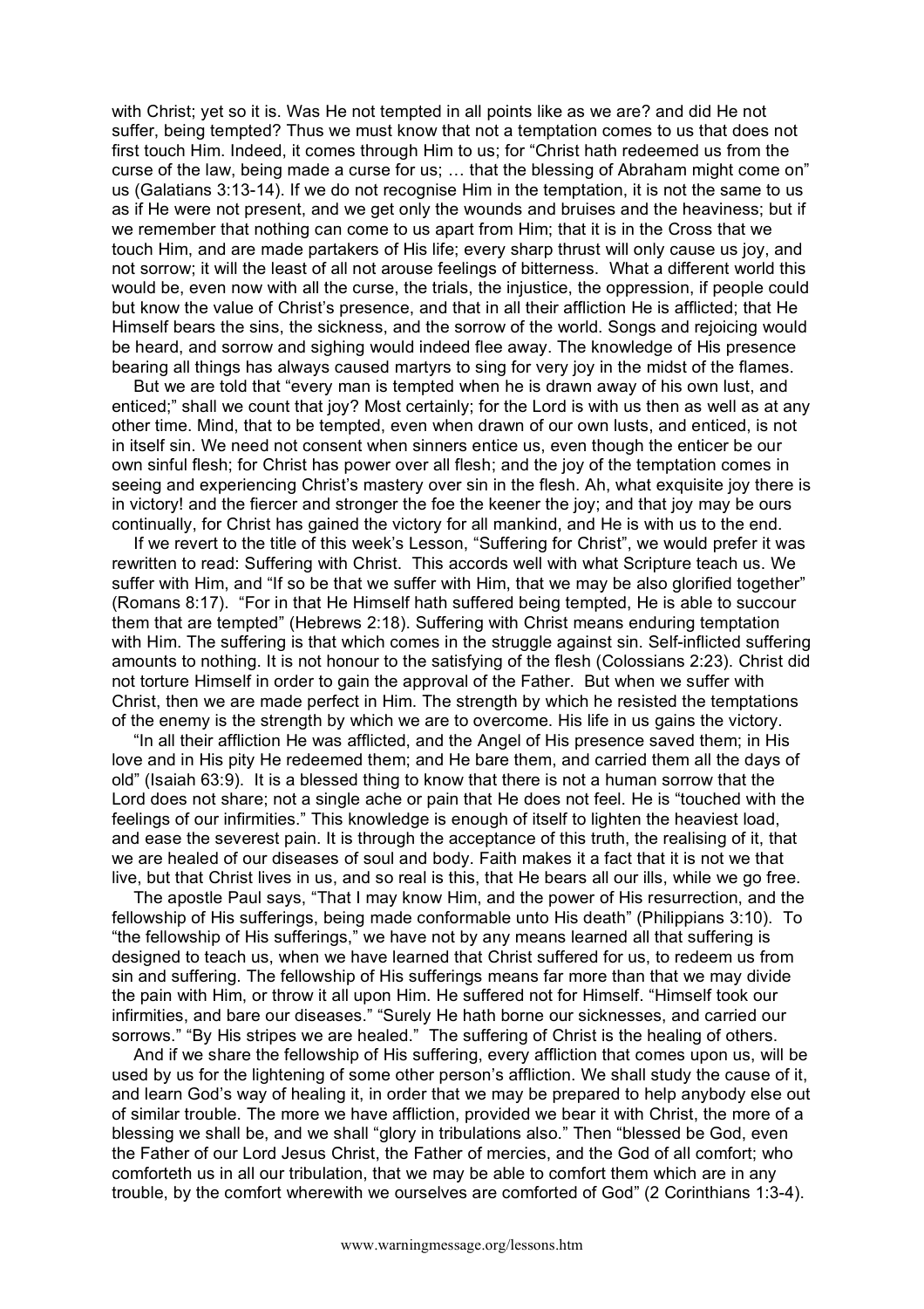with Christ; yet so it is. Was He not tempted in all points like as we are? and did He not suffer, being tempted? Thus we must know that not a temptation comes to us that does not first touch Him. Indeed, it comes through Him to us; for "Christ hath redeemed us from the curse of the law, being made a curse for us; … that the blessing of Abraham might come on" us (Galatians 3:13-14). If we do not recognise Him in the temptation, it is not the same to us as if He were not present, and we get only the wounds and bruises and the heaviness; but if we remember that nothing can come to us apart from Him; that it is in the Cross that we touch Him, and are made partakers of His life; every sharp thrust will only cause us joy, and not sorrow; it will the least of all not arouse feelings of bitterness. What a different world this would be, even now with all the curse, the trials, the injustice, the oppression, if people could but know the value of Christ's presence, and that in all their affliction He is afflicted; that He Himself bears the sins, the sickness, and the sorrow of the world. Songs and rejoicing would be heard, and sorrow and sighing would indeed flee away. The knowledge of His presence bearing all things has always caused martyrs to sing for very joy in the midst of the flames.

But we are told that "every man is tempted when he is drawn away of his own lust, and enticed;" shall we count that joy? Most certainly; for the Lord is with us then as well as at any other time. Mind, that to be tempted, even when drawn of our own lusts, and enticed, is not in itself sin. We need not consent when sinners entice us, even though the enticer be our own sinful flesh; for Christ has power over all flesh; and the joy of the temptation comes in seeing and experiencing Christ's mastery over sin in the flesh. Ah, what exquisite joy there is in victory! and the fiercer and stronger the foe the keener the joy; and that joy may be ours continually, for Christ has gained the victory for all mankind, and He is with us to the end.

If we revert to the title of this week's Lesson, "Suffering for Christ", we would prefer it was rewritten to read: Suffering with Christ. This accords well with what Scripture teach us. We suffer with Him, and "If so be that we suffer with Him, that we may be also glorified together" (Romans 8:17). "For in that He Himself hath suffered being tempted, He is able to succour them that are tempted" (Hebrews 2:18). Suffering with Christ means enduring temptation with Him. The suffering is that which comes in the struggle against sin. Self-inflicted suffering amounts to nothing. It is not honour to the satisfying of the flesh (Colossians 2:23). Christ did not torture Himself in order to gain the approval of the Father. But when we suffer with Christ, then we are made perfect in Him. The strength by which he resisted the temptations of the enemy is the strength by which we are to overcome. His life in us gains the victory.

"In all their affliction He was afflicted, and the Angel of His presence saved them; in His love and in His pity He redeemed them; and He bare them, and carried them all the days of old" (Isaiah 63:9). It is a blessed thing to know that there is not a human sorrow that the Lord does not share; not a single ache or pain that He does not feel. He is "touched with the feelings of our infirmities." This knowledge is enough of itself to lighten the heaviest load, and ease the severest pain. It is through the acceptance of this truth, the realising of it, that we are healed of our diseases of soul and body. Faith makes it a fact that it is not we that live, but that Christ lives in us, and so real is this, that He bears all our ills, while we go free.

The apostle Paul says, "That I may know Him, and the power of His resurrection, and the fellowship of His sufferings, being made conformable unto His death" (Philippians 3:10). To "the fellowship of His sufferings," we have not by any means learned all that suffering is designed to teach us, when we have learned that Christ suffered for us, to redeem us from sin and suffering. The fellowship of His sufferings means far more than that we may divide the pain with Him, or throw it all upon Him. He suffered not for Himself. "Himself took our infirmities, and bare our diseases." "Surely He hath borne our sicknesses, and carried our sorrows." "By His stripes we are healed." The suffering of Christ is the healing of others.

And if we share the fellowship of His suffering, every affliction that comes upon us, will be used by us for the lightening of some other person's affliction. We shall study the cause of it, and learn God's way of healing it, in order that we may be prepared to help anybody else out of similar trouble. The more we have affliction, provided we bear it with Christ, the more of a blessing we shall be, and we shall "glory in tribulations also." Then "blessed be God, even the Father of our Lord Jesus Christ, the Father of mercies, and the God of all comfort; who comforteth us in all our tribulation, that we may be able to comfort them which are in any trouble, by the comfort wherewith we ourselves are comforted of God" (2 Corinthians 1:3-4).

www.warningmessage.org/lessons.htm